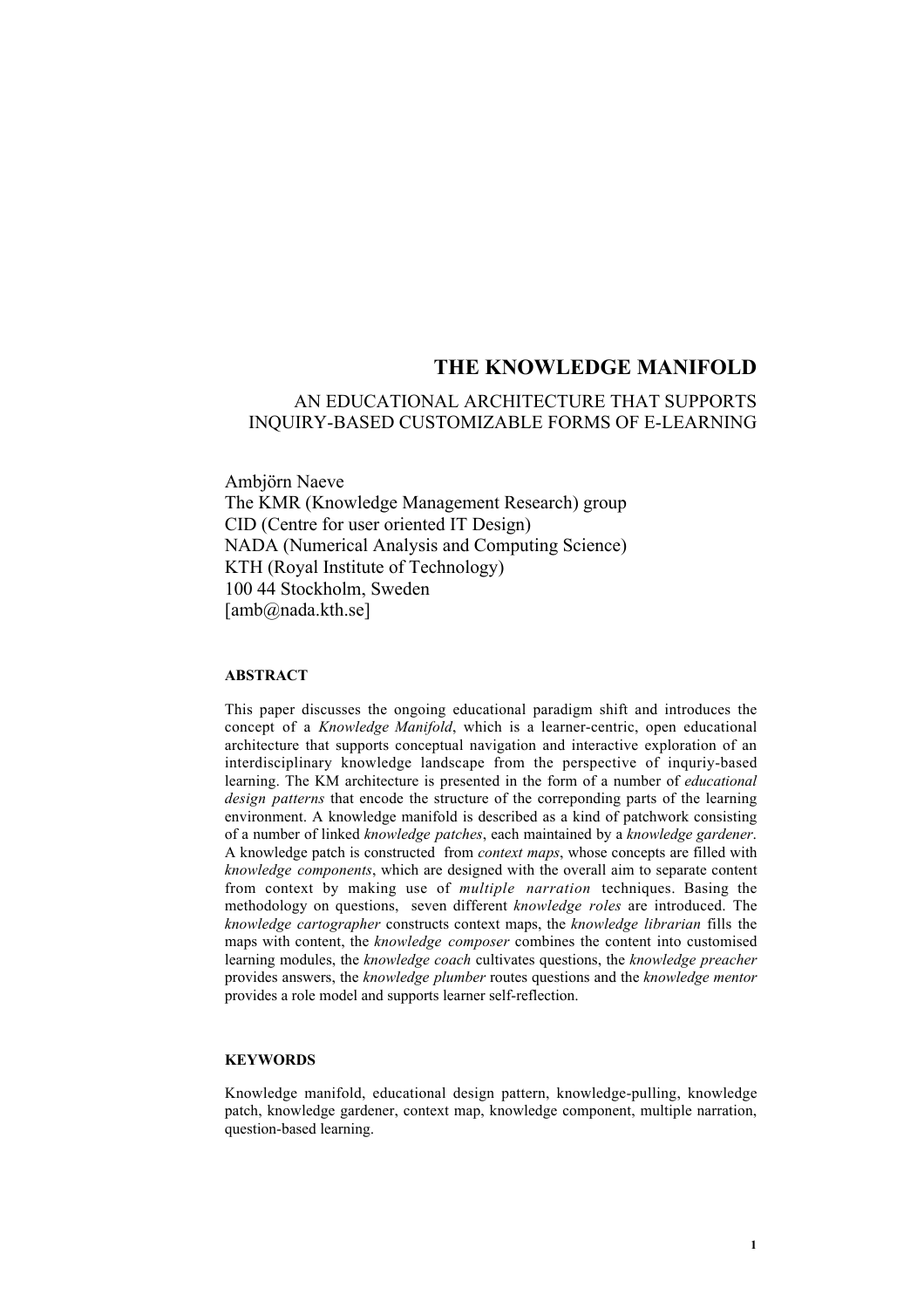# THE KNOWLEDGE MANIFOLD

## AN EDUCATIONAL ARCHITECTURE THAT SUPPORTS INQUIRY-BASED CUSTOMIZABLE FORMS OF E-LEARNING

Ambjörn Naeve
The KMR (Knowledge Management Research) group
CID (Centre for user oriented IT Design)
NADA (Numerical Analysis and Computing Science)
KTH (Royal Institute of Technology)
100 44 Stockholm, Sweden
[amb@nada.kth.se]

#### ABSTRACT

This paper discusses the ongoing educational paradigm shift and introduces the concept of a *Knowledge Manifold*, which is a learner-centric, open educational architecture that supports conceptual navigation and interactive exploration of an interdisciplinary knowledge landscape from the perspective of inquriy-based learning. The KM architecture is presented in the form of a number of *educational design patterns* that encode the structure of the correponding parts of the learning environment. A knowledge manifold is described as a kind of patchwork consisting of a number of linked *knowledge patches*, each maintained by a *knowledge gardener*. A knowledge patch is constructed from *context maps*, whose concepts are filled with *knowledge components*, which are designed with the overall aim to separate content from context by making use of *multiple narration* techniques. Basing the methodology on questions, seven different *knowledge roles* are introduced. The *knowledge cartographer* constructs context maps, the *knowledge librarian* fills the maps with content, the *knowledge composer* combines the content into customised learning modules, the *knowledge coach* cultivates questions, the *knowledge preacher* provides answers, the *knowledge plumber* routes questions and the *knowledge mentor* provides a role model and supports learner self-reflection.

#### KEYWORDS

Knowledge manifold, educational design pattern, knowledge-pulling, knowledge patch, knowledge gardener, context map, knowledge component, multiple narration, question-based learning.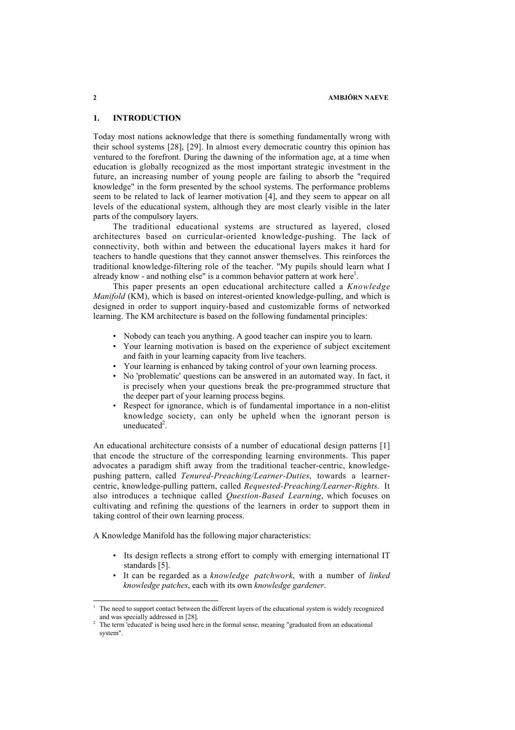## 1. INTRODUCTION

Today most nations acknowledge that there is something fundamentally wrong with their school systems [28], [29]. In almost every democratic country this opinion has ventured to the forefront. During the dawning of the information age, at a time when education is globally recognized as the most important strategic investment in the future, an increasing number of young people are failing to absorb the "required knowledge" in the form presented by the school systems. The performance problems seem to be related to lack of learner motivation [4], and they seem to appear on all levels of the educational system, although they are most clearly visible in the later parts of the compulsory layers.

The traditional educational systems are structured as layered, closed architectures based on curricular-oriented knowledge-pushing. The lack of connectivity, both within and between the educational layers makes it hard for teachers to handle questions that they cannot answer themselves. This reinforces the traditional knowledge-filtering role of the teacher. "My pupils should learn what I already know - and nothing else" is a common behavior pattern at work here[1].

This paper presents an open educational architecture called a *Knowledge Manifold* (KM), which is based on interest-oriented knowledge-pulling, and which is designed in order to support inquiry-based and customizable forms of networked learning. The KM architecture is based on the following fundamental principles:

- Nobody can teach you anything. A good teacher can inspire you to learn.
- Your learning motivation is based on the experience of subject excitement and faith in your learning capacity from live teachers.
- Your learning is enhanced by taking control of your own learning process.
- No 'problematic' questions can be answered in an automated way. In fact, it is precisely when your questions break the pre-programmed structure that the deeper part of your learning process begins.
- Respect for ignorance, which is of fundamental importance in a non-elitist knowledge society, can only be upheld when the ignorant person is uneducated[2].

An educational architecture consists of a number of educational design patterns [1] that encode the structure of the corresponding learning environments. This paper advocates a paradigm shift away from the traditional teacher-centric, knowledge-pushing pattern, called *Tenured-Preaching/Learner-Duties*, towards a learner-centric, knowledge-pulling pattern, called *Requested-Preaching/Learner-Rights.* It also introduces a technique called *Question-Based Learning*, which focuses on cultivating and refining the questions of the learners in order to support them in taking control of their own learning process.

A Knowledge Manifold has the following major characteristics:

- Its design reflects a strong effort to comply with emerging international IT standards [5].
- It can be regarded as a *knowledge patchwork*, with a number of *linked knowledge patches*, each with its own *knowledge gardener*.

---

[1] The need to support contact between the different layers of the educational system is widely recognized and was specially addressed in [28].

[2] The term 'educated' is being used here in the formal sense, meaning "graduated from an educational system".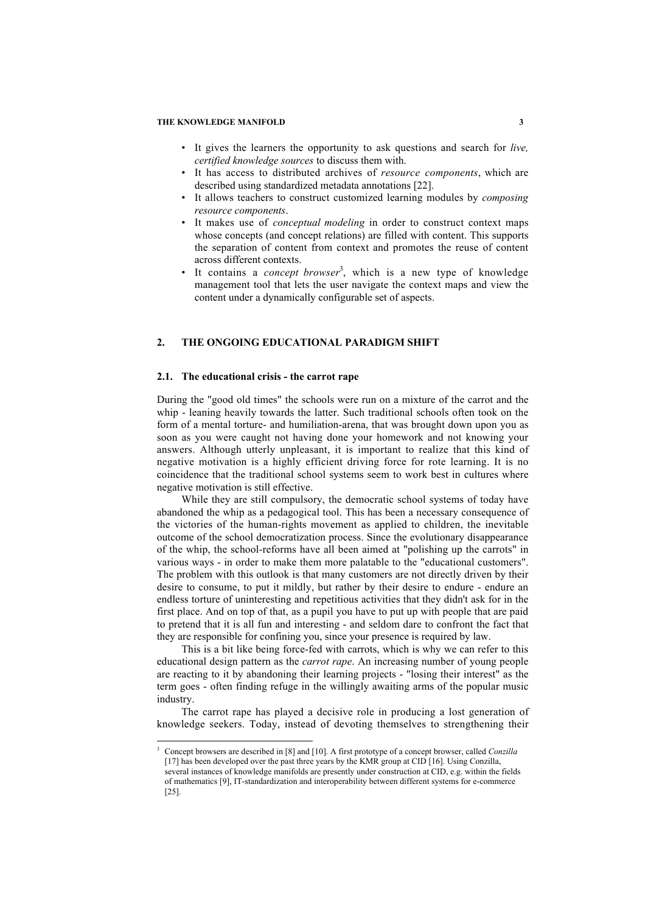- It gives the learners the opportunity to ask questions and search for *live, certified knowledge sources* to discuss them with.
- It has access to distributed archives of *resource components*, which are described using standardized metadata annotations [22].
- It allows teachers to construct customized learning modules by *composing resource components*.
- It makes use of *conceptual modeling* in order to construct context maps whose concepts (and concept relations) are filled with content. This supports the separation of content from context and promotes the reuse of content across different contexts.
- It contains a *concept browser*[3], which is a new type of knowledge management tool that lets the user navigate the context maps and view the content under a dynamically configurable set of aspects.

## 2. THE ONGOING EDUCATIONAL PARADIGM SHIFT

### 2.1. The educational crisis - the carrot rape

During the "good old times" the schools were run on a mixture of the carrot and the whip - leaning heavily towards the latter. Such traditional schools often took on the form of a mental torture- and humiliation-arena, that was brought down upon you as soon as you were caught not having done your homework and not knowing your answers. Although utterly unpleasant, it is important to realize that this kind of negative motivation is a highly efficient driving force for rote learning. It is no coincidence that the traditional school systems seem to work best in cultures where negative motivation is still effective.

While they are still compulsory, the democratic school systems of today have abandoned the whip as a pedagogical tool. This has been a necessary consequence of the victories of the human-rights movement as applied to children, the inevitable outcome of the school democratization process. Since the evolutionary disappearance of the whip, the school-reforms have all been aimed at "polishing up the carrots" in various ways - in order to make them more palatable to the "educational customers". The problem with this outlook is that many customers are not directly driven by their desire to consume, to put it mildly, but rather by their desire to endure - endure an endless torture of uninteresting and repetitious activities that they didn't ask for in the first place. And on top of that, as a pupil you have to put up with people that are paid to pretend that it is all fun and interesting - and seldom dare to confront the fact that they are responsible for confining you, since your presence is required by law.

This is a bit like being force-fed with carrots, which is why we can refer to this educational design pattern as the *carrot rape*. An increasing number of young people are reacting to it by abandoning their learning projects - "losing their interest" as the term goes - often finding refuge in the willingly awaiting arms of the popular music industry.

The carrot rape has played a decisive role in producing a lost generation of knowledge seekers. Today, instead of devoting themselves to strengthening their

---

[3] Concept browsers are described in [8] and [10]. A first prototype of a concept browser, called *Conzilla* [17] has been developed over the past three years by the KMR group at CID [16]. Using Conzilla, several instances of knowledge manifolds are presently under construction at CID, e.g. within the fields of mathematics [9], IT-standardization and interoperability between different systems for e-commerce [25].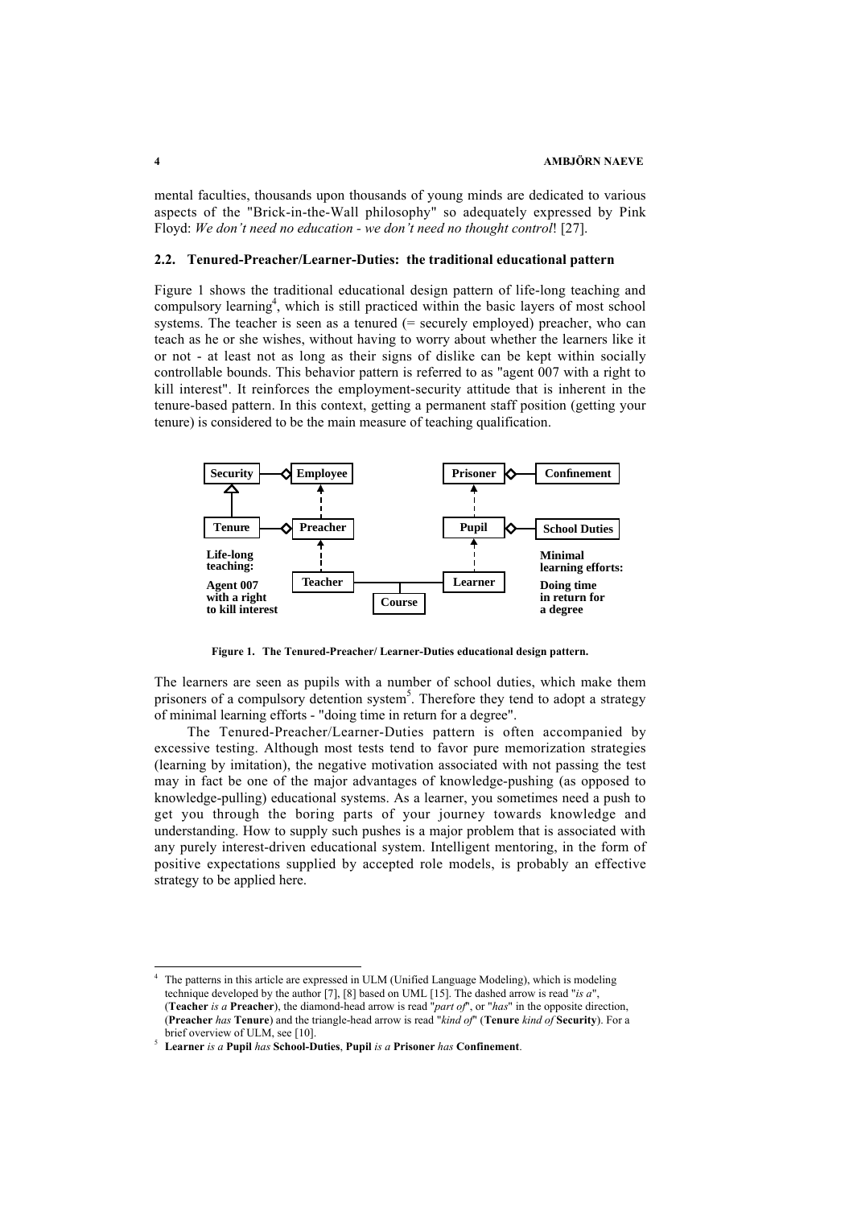mental faculties, thousands upon thousands of young minds are dedicated to various aspects of the "Brick-in-the-Wall philosophy" so adequately expressed by Pink Floyd: *We don't need no education - we don't need no thought control*! [27].

### 2.2. Tenured-Preacher/Learner-Duties: the traditional educational pattern

Figure 1 shows the traditional educational design pattern of life-long teaching and compulsory learning[4], which is still practiced within the basic layers of most school systems. The teacher is seen as a tenured (= securely employed) preacher, who can teach as he or she wishes, without having to worry about whether the learners like it or not - at least not as long as their signs of dislike can be kept within socially controllable bounds. This behavior pattern is referred to as "agent 007 with a right to kill interest". It reinforces the employment-security attitude that is inherent in the tenure-based pattern. In this context, getting a permanent staff position (getting your tenure) is considered to be the main measure of teaching qualification.

**Figure 1. The Tenured-Preacher/ Learner-Duties educational design pattern.**

The learners are seen as pupils with a number of school duties, which make them prisoners of a compulsory detention system[5]. Therefore they tend to adopt a strategy of minimal learning efforts - "doing time in return for a degree".

The Tenured-Preacher/Learner-Duties pattern is often accompanied by excessive testing. Although most tests tend to favor pure memorization strategies (learning by imitation), the negative motivation associated with not passing the test may in fact be one of the major advantages of knowledge-pushing (as opposed to knowledge-pulling) educational systems. As a learner, you sometimes need a push to get you through the boring parts of your journey towards knowledge and understanding. How to supply such pushes is a major problem that is associated with any purely interest-driven educational system. Intelligent mentoring, in the form of positive expectations supplied by accepted role models, is probably an effective strategy to be applied here.

---

[4] The patterns in this article are expressed in ULM (Unified Language Modeling), which is modeling technique developed by the author [7], [8] based on UML [15]. The dashed arrow is read "*is a*", (**Teacher** *is a* **Preacher**), the diamond-head arrow is read "*part of*", or "*has*" in the opposite direction, (**Preacher** *has* **Tenure**) and the triangle-head arrow is read "*kind of*" (**Tenure** *kind of* **Security**). For a brief overview of ULM, see [10].

[5] **Learner** *is a* **Pupil** *has* **School-Duties**, **Pupil** *is a* **Prisoner** *has* **Confinement**.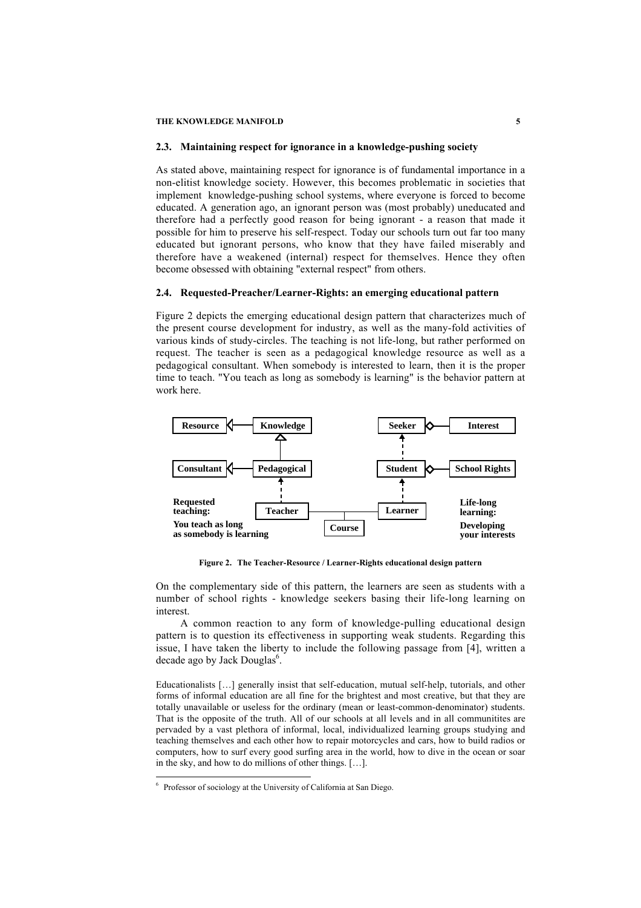## 2.3. Maintaining respect for ignorance in a knowledge-pushing society

As stated above, maintaining respect for ignorance is of fundamental importance in a non-elitist knowledge society. However, this becomes problematic in societies that implement knowledge-pushing school systems, where everyone is forced to become educated. A generation ago, an ignorant person was (most probably) uneducated and therefore had a perfectly good reason for being ignorant - a reason that made it possible for him to preserve his self-respect. Today our schools turn out far too many educated but ignorant persons, who know that they have failed miserably and therefore have a weakened (internal) respect for themselves. Hence they often become obsessed with obtaining "external respect" from others.

## 2.4. Requested-Preacher/Learner-Rights: an emerging educational pattern

Figure 2 depicts the emerging educational design pattern that characterizes much of the present course development for industry, as well as the many-fold activities of various kinds of study-circles. The teaching is not life-long, but rather performed on request. The teacher is seen as a pedagogical knowledge resource as well as a pedagogical consultant. When somebody is interested to learn, then it is the proper time to teach. "You teach as long as somebody is learning" is the behavior pattern at work here.

Resource | Knowledge | Seeker | Interest | Consultant | Pedagogical | Student | School Rights | Teacher | Learner | Course

Requested teaching: You teach as long as somebody is learning

Life-long learning: Developing your interests

**Figure 2. The Teacher-Resource / Learner-Rights educational design pattern**

On the complementary side of this pattern, the learners are seen as students with a number of school rights - knowledge seekers basing their life-long learning on interest.

A common reaction to any form of knowledge-pulling educational design pattern is to question its effectiveness in supporting weak students. Regarding this issue, I have taken the liberty to include the following passage from [4], written a decade ago by Jack Douglas[6].

> Educationalists […] generally insist that self-education, mutual self-help, tutorials, and other forms of informal education are all fine for the brightest and most creative, but that they are totally unavailable or useless for the ordinary (mean or least-common-denominator) students. That is the opposite of the truth. All of our schools at all levels and in all communitites are pervaded by a vast plethora of informal, local, individualized learning groups studying and teaching themselves and each other how to repair motorcycles and cars, how to build radios or computers, how to surf every good surfing area in the world, how to dive in the ocean or soar in the sky, and how to do millions of other things. […].

[6] Professor of sociology at the University of California at San Diego.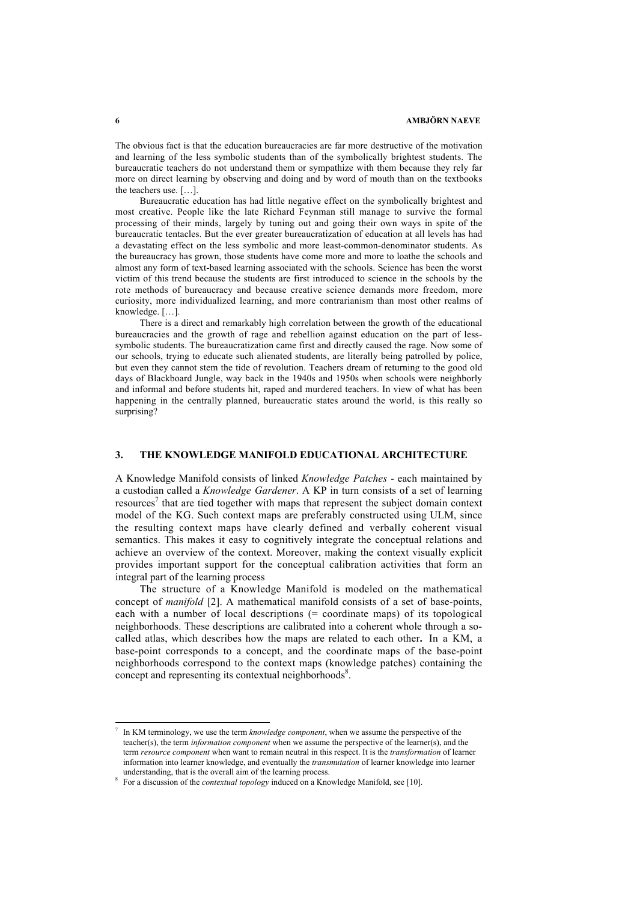The obvious fact is that the education bureaucracies are far more destructive of the motivation and learning of the less symbolic students than of the symbolically brightest students. The bureaucratic teachers do not understand them or sympathize with them because they rely far more on direct learning by observing and doing and by word of mouth than on the textbooks the teachers use. […].

Bureaucratic education has had little negative effect on the symbolically brightest and most creative. People like the late Richard Feynman still manage to survive the formal processing of their minds, largely by tuning out and going their own ways in spite of the bureaucratic tentacles. But the ever greater bureaucratization of education at all levels has had a devastating effect on the less symbolic and more least-common-denominator students. As the bureaucracy has grown, those students have come more and more to loathe the schools and almost any form of text-based learning associated with the schools. Science has been the worst victim of this trend because the students are first introduced to science in the schools by the rote methods of bureaucracy and because creative science demands more freedom, more curiosity, more individualized learning, and more contrarianism than most other realms of knowledge. […].

There is a direct and remarkably high correlation between the growth of the educational bureaucracies and the growth of rage and rebellion against education on the part of less-symbolic students. The bureaucratization came first and directly caused the rage. Now some of our schools, trying to educate such alienated students, are literally being patrolled by police, but even they cannot stem the tide of revolution. Teachers dream of returning to the good old days of Blackboard Jungle, way back in the 1940s and 1950s when schools were neighborly and informal and before students hit, raped and murdered teachers. In view of what has been happening in the centrally planned, bureaucratic states around the world, is this really so surprising?

## 3. THE KNOWLEDGE MANIFOLD EDUCATIONAL ARCHITECTURE

A Knowledge Manifold consists of linked *Knowledge Patches* - each maintained by a custodian called a *Knowledge Gardener*. A KP in turn consists of a set of learning resources[7] that are tied together with maps that represent the subject domain context model of the KG. Such context maps are preferably constructed using ULM, since the resulting context maps have clearly defined and verbally coherent visual semantics. This makes it easy to cognitively integrate the conceptual relations and achieve an overview of the context. Moreover, making the context visually explicit provides important support for the conceptual calibration activities that form an integral part of the learning process

The structure of a Knowledge Manifold is modeled on the mathematical concept of *manifold* [2]. A mathematical manifold consists of a set of base-points, each with a number of local descriptions (= coordinate maps) of its topological neighborhoods. These descriptions are calibrated into a coherent whole through a so-called atlas, which describes how the maps are related to each other**.** In a KM, a base-point corresponds to a concept, and the coordinate maps of the base-point neighborhoods correspond to the context maps (knowledge patches) containing the concept and representing its contextual neighborhoods[8].

---

[7] In KM terminology, we use the term *knowledge component*, when we assume the perspective of the teacher(s), the term *information component* when we assume the perspective of the learner(s), and the term *resource component* when want to remain neutral in this respect. It is the *transformation* of learner information into learner knowledge, and eventually the *transmutation* of learner knowledge into learner understanding, that is the overall aim of the learning process.

[8] For a discussion of the *contextual topology* induced on a Knowledge Manifold, see [10].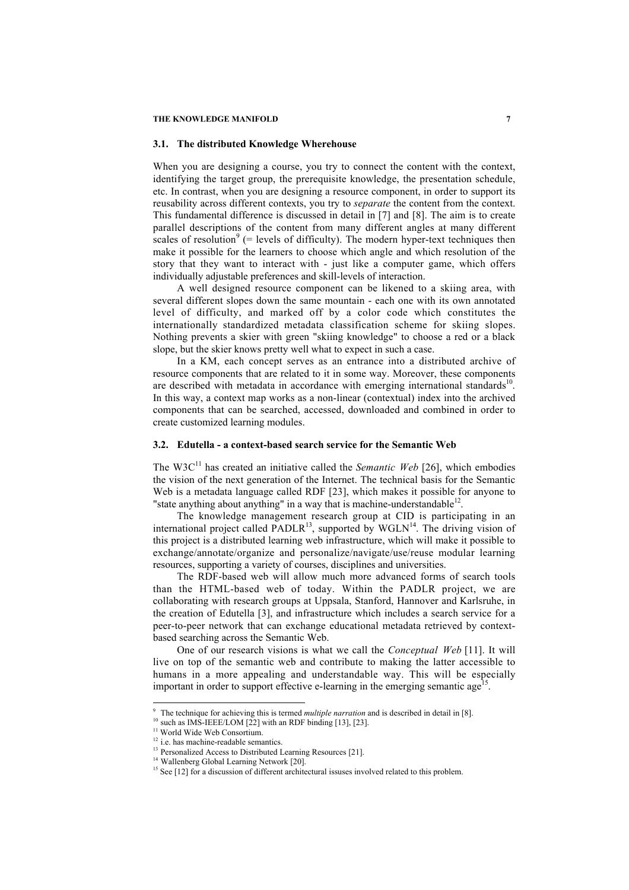### 3.1. The distributed Knowledge Wherehouse

When you are designing a course, you try to connect the content with the context, identifying the target group, the prerequisite knowledge, the presentation schedule, etc. In contrast, when you are designing a resource component, in order to support its reusability across different contexts, you try to *separate* the content from the context. This fundamental difference is discussed in detail in [7] and [8]. The aim is to create parallel descriptions of the content from many different angles at many different scales of resolution[9] (= levels of difficulty). The modern hyper-text techniques then make it possible for the learners to choose which angle and which resolution of the story that they want to interact with - just like a computer game, which offers individually adjustable preferences and skill-levels of interaction.

A well designed resource component can be likened to a skiing area, with several different slopes down the same mountain - each one with its own annotated level of difficulty, and marked off by a color code which constitutes the internationally standardized metadata classification scheme for skiing slopes. Nothing prevents a skier with green "skiing knowledge" to choose a red or a black slope, but the skier knows pretty well what to expect in such a case.

In a KM, each concept serves as an entrance into a distributed archive of resource components that are related to it in some way. Moreover, these components are described with metadata in accordance with emerging international standards[10]. In this way, a context map works as a non-linear (contextual) index into the archived components that can be searched, accessed, downloaded and combined in order to create customized learning modules.

### 3.2. Edutella - a context-based search service for the Semantic Web

The W3C[11] has created an initiative called the *Semantic Web* [26], which embodies the vision of the next generation of the Internet. The technical basis for the Semantic Web is a metadata language called RDF [23], which makes it possible for anyone to "state anything about anything" in a way that is machine-understandable[12].

The knowledge management research group at CID is participating in an international project called PADLR[13], supported by WGLN[14]. The driving vision of this project is a distributed learning web infrastructure, which will make it possible to exchange/annotate/organize and personalize/navigate/use/reuse modular learning resources, supporting a variety of courses, disciplines and universities.

The RDF-based web will allow much more advanced forms of search tools than the HTML-based web of today. Within the PADLR project, we are collaborating with research groups at Uppsala, Stanford, Hannover and Karlsruhe, in the creation of Edutella [3], and infrastructure which includes a search service for a peer-to-peer network that can exchange educational metadata retrieved by context-based searching across the Semantic Web.

One of our research visions is what we call the *Conceptual Web* [11]. It will live on top of the semantic web and contribute to making the latter accessible to humans in a more appealing and understandable way. This will be especially important in order to support effective e-learning in the emerging semantic age[15].

---

[9] The technique for achieving this is termed *multiple narration* and is described in detail in [8].
[10] such as IMS-IEEE/LOM [22] with an RDF binding [13], [23].
[11] World Wide Web Consortium.
[12] i.e. has machine-readable semantics.
[13] Personalized Access to Distributed Learning Resources [21].
[14] Wallenberg Global Learning Network [20].
[15] See [12] for a discussion of different architectural issuses involved related to this problem.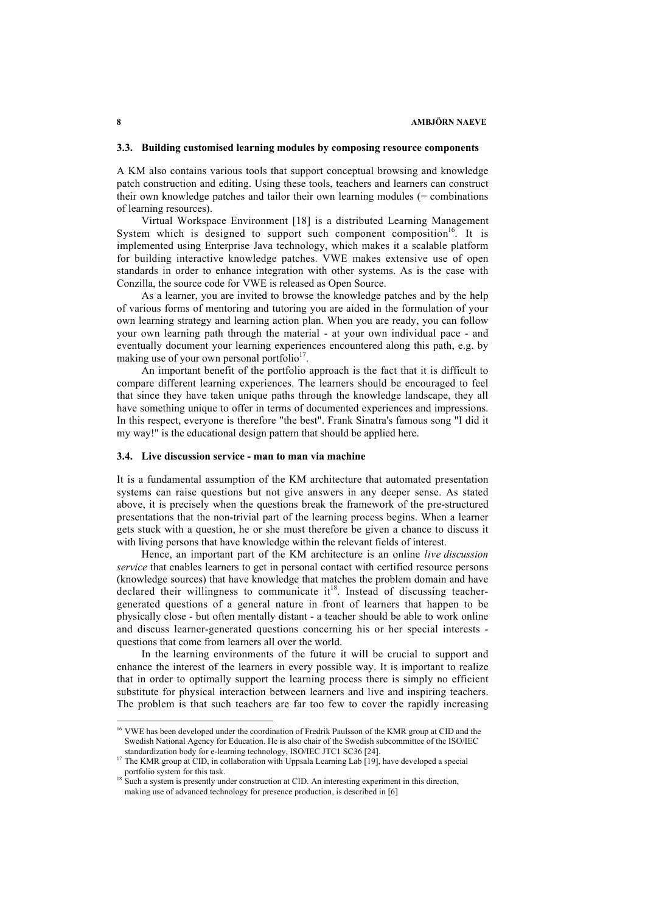### 3.3. Building customised learning modules by composing resource components

A KM also contains various tools that support conceptual browsing and knowledge patch construction and editing. Using these tools, teachers and learners can construct their own knowledge patches and tailor their own learning modules (= combinations of learning resources).

Virtual Workspace Environment [18] is a distributed Learning Management System which is designed to support such component composition[16]. It is implemented using Enterprise Java technology, which makes it a scalable platform for building interactive knowledge patches. VWE makes extensive use of open standards in order to enhance integration with other systems. As is the case with Conzilla, the source code for VWE is released as Open Source.

As a learner, you are invited to browse the knowledge patches and by the help of various forms of mentoring and tutoring you are aided in the formulation of your own learning strategy and learning action plan. When you are ready, you can follow your own learning path through the material - at your own individual pace - and eventually document your learning experiences encountered along this path, e.g. by making use of your own personal portfolio[17].

An important benefit of the portfolio approach is the fact that it is difficult to compare different learning experiences. The learners should be encouraged to feel that since they have taken unique paths through the knowledge landscape, they all have something unique to offer in terms of documented experiences and impressions. In this respect, everyone is therefore "the best". Frank Sinatra's famous song "I did it my way!" is the educational design pattern that should be applied here.

### 3.4. Live discussion service - man to man via machine

It is a fundamental assumption of the KM architecture that automated presentation systems can raise questions but not give answers in any deeper sense. As stated above, it is precisely when the questions break the framework of the pre-structured presentations that the non-trivial part of the learning process begins. When a learner gets stuck with a question, he or she must therefore be given a chance to discuss it with living persons that have knowledge within the relevant fields of interest.

Hence, an important part of the KM architecture is an online *live discussion service* that enables learners to get in personal contact with certified resource persons (knowledge sources) that have knowledge that matches the problem domain and have declared their willingness to communicate it[18]. Instead of discussing teacher-generated questions of a general nature in front of learners that happen to be physically close - but often mentally distant - a teacher should be able to work online and discuss learner-generated questions concerning his or her special interests - questions that come from learners all over the world.

In the learning environments of the future it will be crucial to support and enhance the interest of the learners in every possible way. It is important to realize that in order to optimally support the learning process there is simply no efficient substitute for physical interaction between learners and live and inspiring teachers. The problem is that such teachers are far too few to cover the rapidly increasing

---

[16] VWE has been developed under the coordination of Fredrik Paulsson of the KMR group at CID and the Swedish National Agency for Education. He is also chair of the Swedish subcommittee of the ISO/IEC standardization body for e-learning technology, ISO/IEC JTC1 SC36 [24].

[17] The KMR group at CID, in collaboration with Uppsala Learning Lab [19], have developed a special portfolio system for this task.

[18] Such a system is presently under construction at CID. An interesting experiment in this direction, making use of advanced technology for presence production, is described in [6]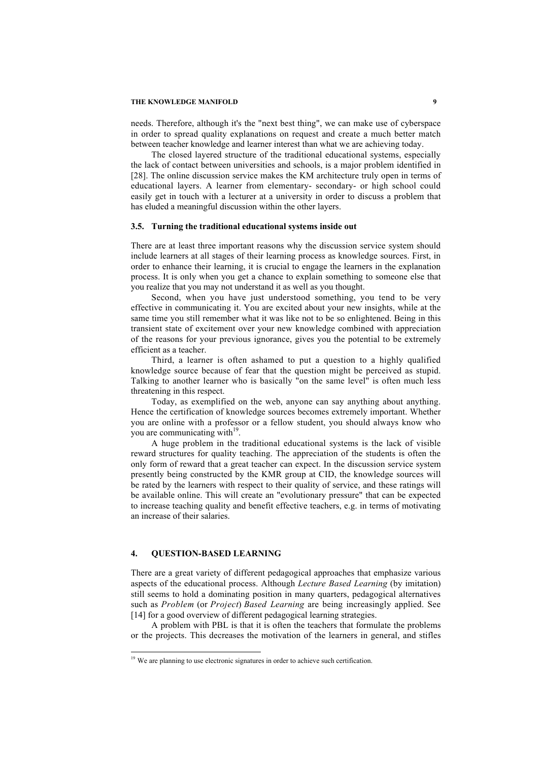needs. Therefore, although it's the "next best thing", we can make use of cyberspace in order to spread quality explanations on request and create a much better match between teacher knowledge and learner interest than what we are achieving today.

The closed layered structure of the traditional educational systems, especially the lack of contact between universities and schools, is a major problem identified in [28]. The online discussion service makes the KM architecture truly open in terms of educational layers. A learner from elementary- secondary- or high school could easily get in touch with a lecturer at a university in order to discuss a problem that has eluded a meaningful discussion within the other layers.

### 3.5. Turning the traditional educational systems inside out

There are at least three important reasons why the discussion service system should include learners at all stages of their learning process as knowledge sources. First, in order to enhance their learning, it is crucial to engage the learners in the explanation process. It is only when you get a chance to explain something to someone else that you realize that you may not understand it as well as you thought.

Second, when you have just understood something, you tend to be very effective in communicating it. You are excited about your new insights, while at the same time you still remember what it was like not to be so enlightened. Being in this transient state of excitement over your new knowledge combined with appreciation of the reasons for your previous ignorance, gives you the potential to be extremely efficient as a teacher.

Third, a learner is often ashamed to put a question to a highly qualified knowledge source because of fear that the question might be perceived as stupid. Talking to another learner who is basically "on the same level" is often much less threatening in this respect.

Today, as exemplified on the web, anyone can say anything about anything. Hence the certification of knowledge sources becomes extremely important. Whether you are online with a professor or a fellow student, you should always know who you are communicating with[19].

A huge problem in the traditional educational systems is the lack of visible reward structures for quality teaching. The appreciation of the students is often the only form of reward that a great teacher can expect. In the discussion service system presently being constructed by the KMR group at CID, the knowledge sources will be rated by the learners with respect to their quality of service, and these ratings will be available online. This will create an "evolutionary pressure" that can be expected to increase teaching quality and benefit effective teachers, e.g. in terms of motivating an increase of their salaries.

## 4. QUESTION-BASED LEARNING

There are a great variety of different pedagogical approaches that emphasize various aspects of the educational process. Although *Lecture Based Learning* (by imitation) still seems to hold a dominating position in many quarters, pedagogical alternatives such as *Problem* (or *Project*) *Based Learning* are being increasingly applied. See [14] for a good overview of different pedagogical learning strategies.

A problem with PBL is that it is often the teachers that formulate the problems or the projects. This decreases the motivation of the learners in general, and stifles

---

[19] We are planning to use electronic signatures in order to achieve such certification.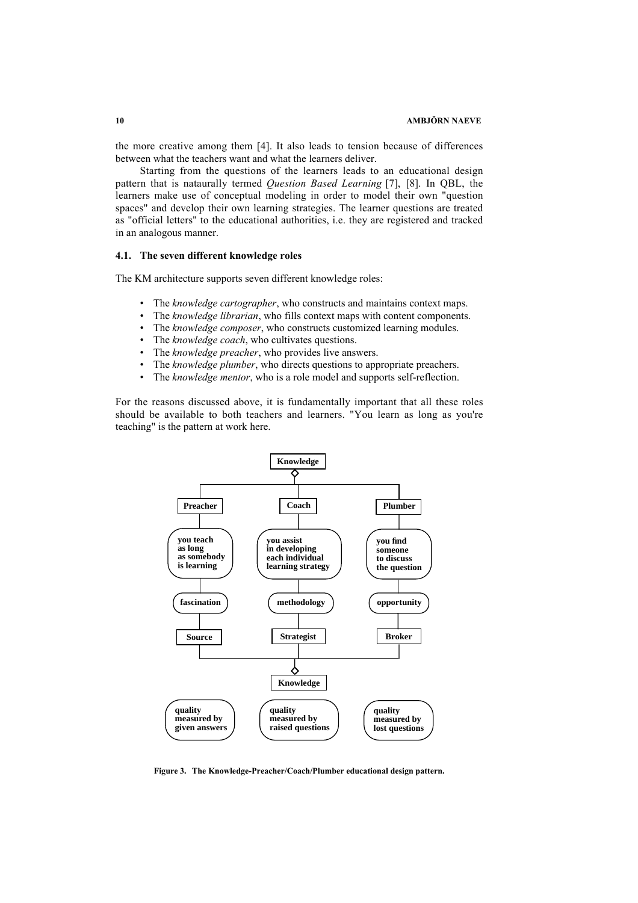the more creative among them [4]. It also leads to tension because of differences between what the teachers want and what the learners deliver.

Starting from the questions of the learners leads to an educational design pattern that is nataurally termed *Question Based Learning* [7], [8]. In QBL, the learners make use of conceptual modeling in order to model their own "question spaces" and develop their own learning strategies. The learner questions are treated as "official letters" to the educational authorities, i.e. they are registered and tracked in an analogous manner.

### 4.1. The seven different knowledge roles

The KM architecture supports seven different knowledge roles:

- The *knowledge cartographer*, who constructs and maintains context maps.
- The *knowledge librarian*, who fills context maps with content components.
- The *knowledge composer*, who constructs customized learning modules.
- The *knowledge coach*, who cultivates questions.
- The *knowledge preacher*, who provides live answers.
- The *knowledge plumber*, who directs questions to appropriate preachers.
- The *knowledge mentor*, who is a role model and supports self-reflection.

For the reasons discussed above, it is fundamentally important that all these roles should be available to both teachers and learners. "You learn as long as you're teaching" is the pattern at work here.

**Figure 3. The Knowledge-Preacher/Coach/Plumber educational design pattern.**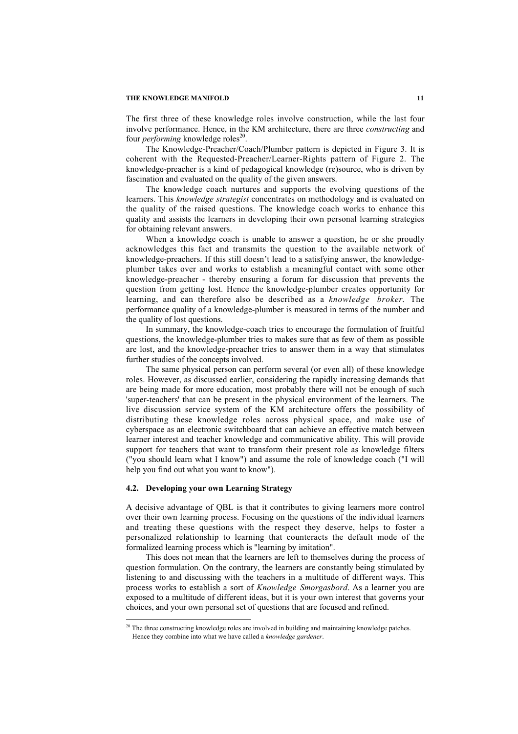The first three of these knowledge roles involve construction, while the last four involve performance. Hence, in the KM architecture, there are three *constructing* and four *performing* knowledge roles[20].

The Knowledge-Preacher/Coach/Plumber pattern is depicted in Figure 3. It is coherent with the Requested-Preacher/Learner-Rights pattern of Figure 2. The knowledge-preacher is a kind of pedagogical knowledge (re)source, who is driven by fascination and evaluated on the quality of the given answers.

The knowledge coach nurtures and supports the evolving questions of the learners. This *knowledge strategist* concentrates on methodology and is evaluated on the quality of the raised questions. The knowledge coach works to enhance this quality and assists the learners in developing their own personal learning strategies for obtaining relevant answers.

When a knowledge coach is unable to answer a question, he or she proudly acknowledges this fact and transmits the question to the available network of knowledge-preachers. If this still doesn't lead to a satisfying answer, the knowledge-plumber takes over and works to establish a meaningful contact with some other knowledge-preacher - thereby ensuring a forum for discussion that prevents the question from getting lost. Hence the knowledge-plumber creates opportunity for learning, and can therefore also be described as a *knowledge broker*. The performance quality of a knowledge-plumber is measured in terms of the number and the quality of lost questions.

In summary, the knowledge-coach tries to encourage the formulation of fruitful questions, the knowledge-plumber tries to makes sure that as few of them as possible are lost, and the knowledge-preacher tries to answer them in a way that stimulates further studies of the concepts involved.

The same physical person can perform several (or even all) of these knowledge roles. However, as discussed earlier, considering the rapidly increasing demands that are being made for more education, most probably there will not be enough of such 'super-teachers' that can be present in the physical environment of the learners. The live discussion service system of the KM architecture offers the possibility of distributing these knowledge roles across physical space, and make use of cyberspace as an electronic switchboard that can achieve an effective match between learner interest and teacher knowledge and communicative ability. This will provide support for teachers that want to transform their present role as knowledge filters ("you should learn what I know") and assume the role of knowledge coach ("I will help you find out what you want to know").

### 4.2. Developing your own Learning Strategy

A decisive advantage of QBL is that it contributes to giving learners more control over their own learning process. Focusing on the questions of the individual learners and treating these questions with the respect they deserve, helps to foster a personalized relationship to learning that counteracts the default mode of the formalized learning process which is "learning by imitation".

This does not mean that the learners are left to themselves during the process of question formulation. On the contrary, the learners are constantly being stimulated by listening to and discussing with the teachers in a multitude of different ways. This process works to establish a sort of *Knowledge Smorgasbord*. As a learner you are exposed to a multitude of different ideas, but it is your own interest that governs your choices, and your own personal set of questions that are focused and refined.

---

[20] The three constructing knowledge roles are involved in building and maintaining knowledge patches. Hence they combine into what we have called a *knowledge gardener*.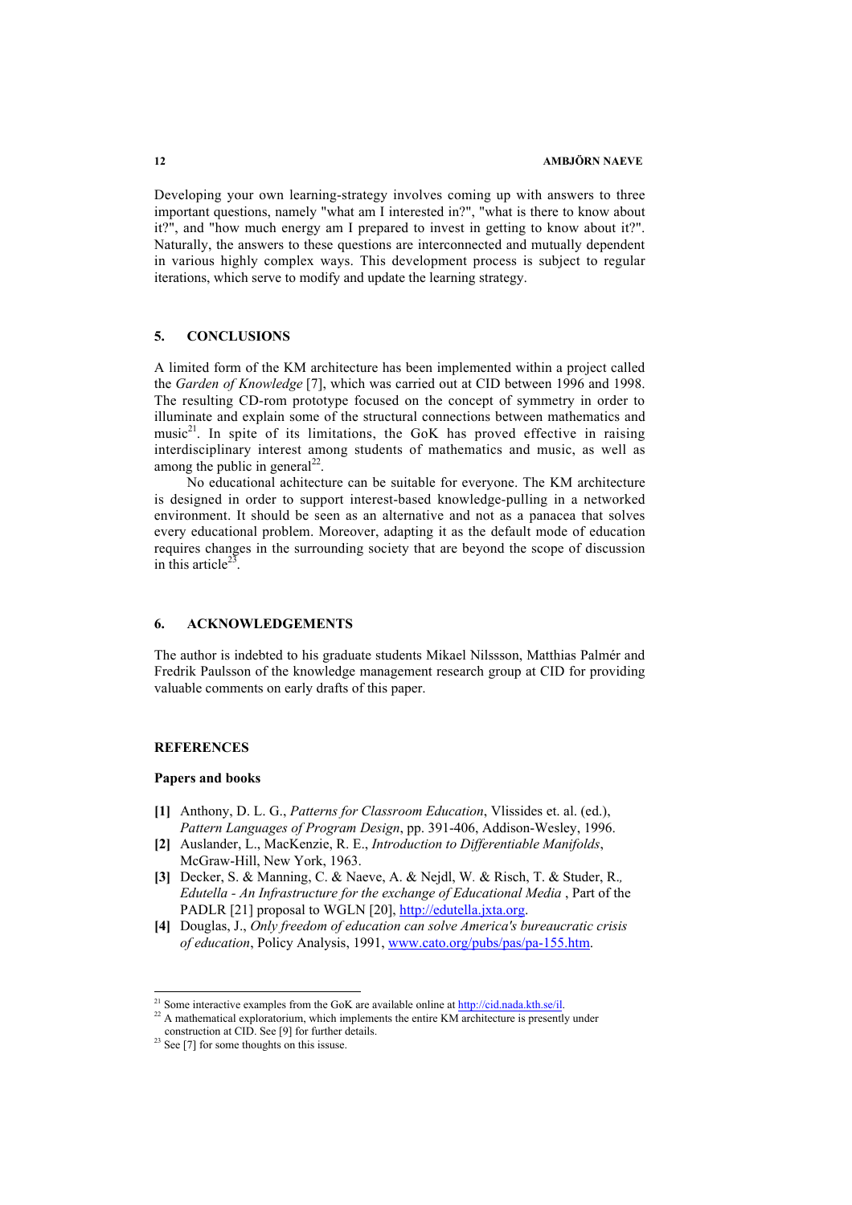Developing your own learning-strategy involves coming up with answers to three important questions, namely "what am I interested in?", "what is there to know about it?", and "how much energy am I prepared to invest in getting to know about it?". Naturally, the answers to these questions are interconnected and mutually dependent in various highly complex ways. This development process is subject to regular iterations, which serve to modify and update the learning strategy.

## 5. CONCLUSIONS

A limited form of the KM architecture has been implemented within a project called the *Garden of Knowledge* [7], which was carried out at CID between 1996 and 1998. The resulting CD-rom prototype focused on the concept of symmetry in order to illuminate and explain some of the structural connections between mathematics and music[21]. In spite of its limitations, the GoK has proved effective in raising interdisciplinary interest among students of mathematics and music, as well as among the public in general[22].

No educational achitecture can be suitable for everyone. The KM architecture is designed in order to support interest-based knowledge-pulling in a networked environment. It should be seen as an alternative and not as a panacea that solves every educational problem. Moreover, adapting it as the default mode of education requires changes in the surrounding society that are beyond the scope of discussion in this article[23].

## 6. ACKNOWLEDGEMENTS

The author is indebted to his graduate students Mikael Nilssson, Matthias Palmér and Fredrik Paulsson of the knowledge management research group at CID for providing valuable comments on early drafts of this paper.

## REFERENCES

### Papers and books

- **[1]** Anthony, D. L. G., *Patterns for Classroom Education*, Vlissides et. al. (ed.), *Pattern Languages of Program Design*, pp. 391-406, Addison-Wesley, 1996.
- **[2]** Auslander, L., MacKenzie, R. E., *Introduction to Differentiable Manifolds*, McGraw-Hill, New York, 1963.
- **[3]** Decker, S. & Manning, C. & Naeve, A. & Nejdl, W. & Risch, T. & Studer, R., *Edutella - An Infrastructure for the exchange of Educational Media* , Part of the PADLR [21] proposal to WGLN [20], http://edutella.jxta.org.
- **[4]** Douglas, J., *Only freedom of education can solve America's bureaucratic crisis of education*, Policy Analysis, 1991, www.cato.org/pubs/pas/pa-155.htm.

---

[21] Some interactive examples from the GoK are available online at http://cid.nada.kth.se/il.

[22] A mathematical exploratorium, which implements the entire KM architecture is presently under construction at CID. See [9] for further details.

[23] See [7] for some thoughts on this issue.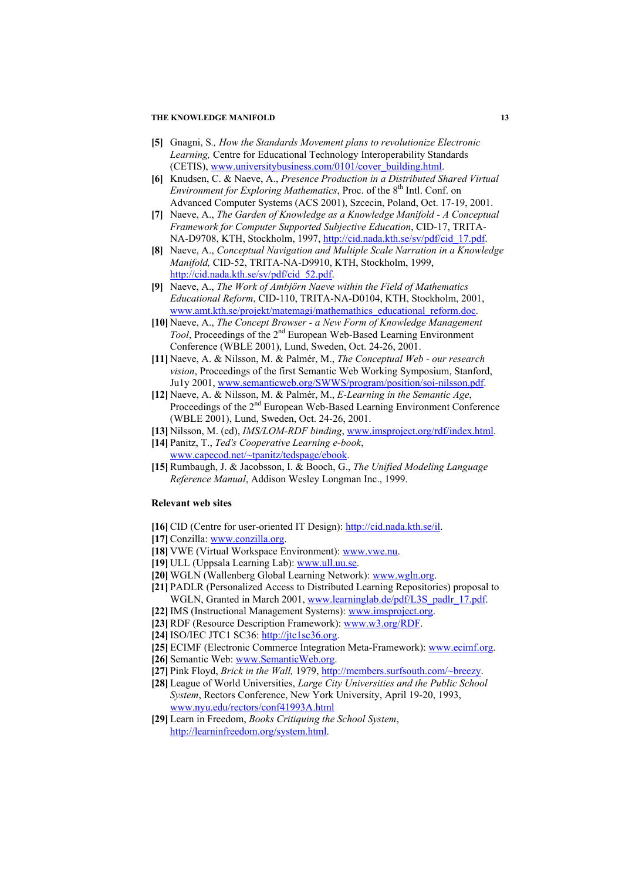**[5]** Gnagni, S., *How the Standards Movement plans to revolutionize Electronic Learning,* Centre for Educational Technology Interoperability Standards (CETIS), www.universitybusiness.com/0101/cover_building.html.

**[6]** Knudsen, C. & Naeve, A., *Presence Production in a Distributed Shared Virtual Environment for Exploring Mathematics*, Proc. of the 8th Intl. Conf. on Advanced Computer Systems (ACS 2001), Szcecin, Poland, Oct. 17-19, 2001.

**[7]** Naeve, A., *The Garden of Knowledge as a Knowledge Manifold - A Conceptual Framework for Computer Supported Subjective Education*, CID-17, TRITA-NA-D9708, KTH, Stockholm, 1997, http://cid.nada.kth.se/sv/pdf/cid_17.pdf.

**[8]** Naeve, A., *Conceptual Navigation and Multiple Scale Narration in a Knowledge Manifold,* CID-52, TRITA-NA-D9910, KTH, Stockholm, 1999, http://cid.nada.kth.se/sv/pdf/cid_52.pdf.

**[9]** Naeve, A., *The Work of Ambjörn Naeve within the Field of Mathematics Educational Reform*, CID-110, TRITA-NA-D0104, KTH, Stockholm, 2001, www.amt.kth.se/projekt/matemagi/mathemathics_educational_reform.doc.

**[10]** Naeve, A., *The Concept Browser - a New Form of Knowledge Management Tool*, Proceedings of the 2nd European Web-Based Learning Environment Conference (WBLE 2001), Lund, Sweden, Oct. 24-26, 2001.

**[11]** Naeve, A. & Nilsson, M. & Palmér, M., *The Conceptual Web - our research vision*, Proceedings of the first Semantic Web Working Symposium, Stanford, Ju1y 2001, www.semanticweb.org/SWWS/program/position/soi-nilsson.pdf.

**[12]** Naeve, A. & Nilsson, M. & Palmér, M., *E-Learning in the Semantic Age*, Proceedings of the 2nd European Web-Based Learning Environment Conference (WBLE 2001), Lund, Sweden, Oct. 24-26, 2001.

**[13]** Nilsson, M. (ed), *IMS/LOM-RDF binding*, www.imsproject.org/rdf/index.html.

**[14]** Panitz, T., *Ted's Cooperative Learning e-book*, www.capecod.net/~tpanitz/tedspage/ebook.

**[15]** Rumbaugh, J. & Jacobsson, I. & Booch, G., *The Unified Modeling Language Reference Manual*, Addison Wesley Longman Inc., 1999.

### Relevant web sites

**[16]** CID (Centre for user-oriented IT Design): http://cid.nada.kth.se/il.

**[17]** Conzilla: www.conzilla.org.

**[18]** VWE (Virtual Workspace Environment): www.vwe.nu.

**[19]** ULL (Uppsala Learning Lab): www.ull.uu.se.

**[20]** WGLN (Wallenberg Global Learning Network): www.wgln.org.

**[21]** PADLR (Personalized Access to Distributed Learning Repositories) proposal to WGLN, Granted in March 2001, www.learninglab.de/pdf/L3S_padlr_17.pdf.

**[22]** IMS (Instructional Management Systems): www.imsproject.org.

**[23]** RDF (Resource Description Framework): www.w3.org/RDF.

**[24]** ISO/IEC JTC1 SC36: http://jtc1sc36.org.

**[25]** ECIMF (Electronic Commerce Integration Meta-Framework): www.ecimf.org.

**[26]** Semantic Web: www.SemanticWeb.org.

**[27]** Pink Floyd, *Brick in the Wall,* 1979, http://members.surfsouth.com/~breezy.

**[28]** League of World Universities, *Large City Universities and the Public School System*, Rectors Conference, New York University, April 19-20, 1993, www.nyu.edu/rectors/conf41993A.html

**[29]** Learn in Freedom, *Books Critiquing the School System*, http://learninfreedom.org/system.html.